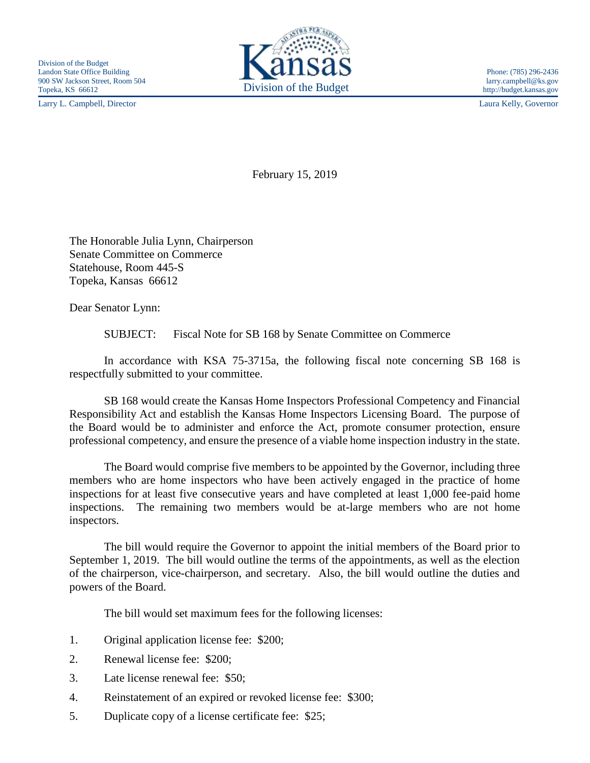Division of the Budget
Landon State Office Building
900 SW Jackson Street, Room 504
Topeka, KS 66612

Kansas
Division of the Budget

Phone: (785) 296-2436
larry.campbell@ks.gov
http://budget.kansas.gov

Larry L. Campbell, Director

Laura Kelly, Governor

February 15, 2019

The Honorable Julia Lynn, Chairperson
Senate Committee on Commerce
Statehouse, Room 445-S
Topeka, Kansas 66612

Dear Senator Lynn:

SUBJECT: Fiscal Note for SB 168 by Senate Committee on Commerce

In accordance with KSA 75-3715a, the following fiscal note concerning SB 168 is respectfully submitted to your committee.

SB 168 would create the Kansas Home Inspectors Professional Competency and Financial Responsibility Act and establish the Kansas Home Inspectors Licensing Board. The purpose of the Board would be to administer and enforce the Act, promote consumer protection, ensure professional competency, and ensure the presence of a viable home inspection industry in the state.

The Board would comprise five members to be appointed by the Governor, including three members who are home inspectors who have been actively engaged in the practice of home inspections for at least five consecutive years and have completed at least 1,000 fee-paid home inspections. The remaining two members would be at-large members who are not home inspectors.

The bill would require the Governor to appoint the initial members of the Board prior to September 1, 2019. The bill would outline the terms of the appointments, as well as the election of the chairperson, vice-chairperson, and secretary. Also, the bill would outline the duties and powers of the Board.

The bill would set maximum fees for the following licenses:

1. Original application license fee: $200;
2. Renewal license fee: $200;
3. Late license renewal fee: $50;
4. Reinstatement of an expired or revoked license fee: $300;
5. Duplicate copy of a license certificate fee: $25;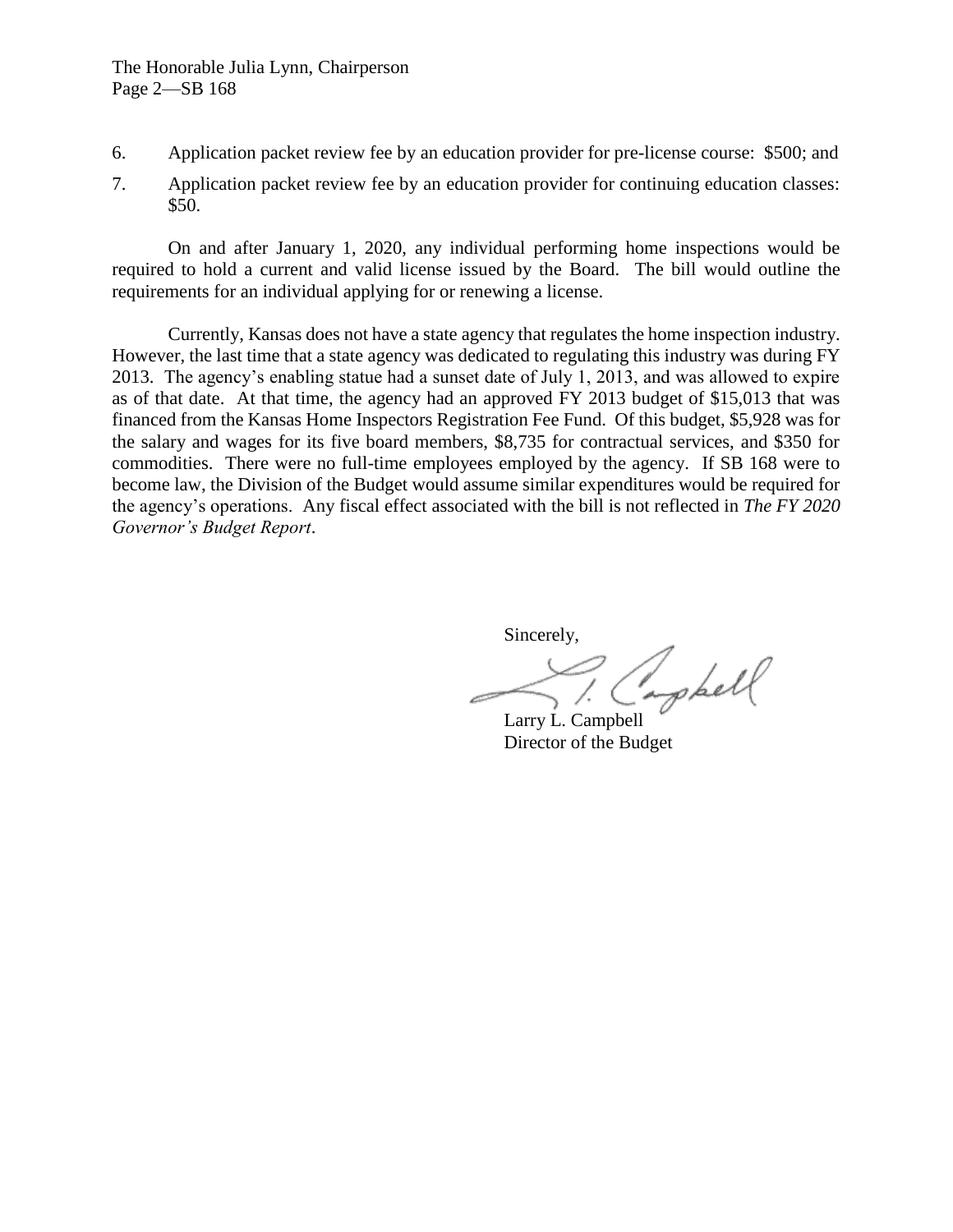6. Application packet review fee by an education provider for pre-license course: $500; and

7. Application packet review fee by an education provider for continuing education classes: $50.

On and after January 1, 2020, any individual performing home inspections would be required to hold a current and valid license issued by the Board. The bill would outline the requirements for an individual applying for or renewing a license.

Currently, Kansas does not have a state agency that regulates the home inspection industry. However, the last time that a state agency was dedicated to regulating this industry was during FY 2013. The agency's enabling statue had a sunset date of July 1, 2013, and was allowed to expire as of that date. At that time, the agency had an approved FY 2013 budget of $15,013 that was financed from the Kansas Home Inspectors Registration Fee Fund. Of this budget, $5,928 was for the salary and wages for its five board members, $8,735 for contractual services, and $350 for commodities. There were no full-time employees employed by the agency. If SB 168 were to become law, the Division of the Budget would assume similar expenditures would be required for the agency's operations. Any fiscal effect associated with the bill is not reflected in *The FY 2020 Governor's Budget Report*.

Sincerely,

Larry L. Campbell
Director of the Budget